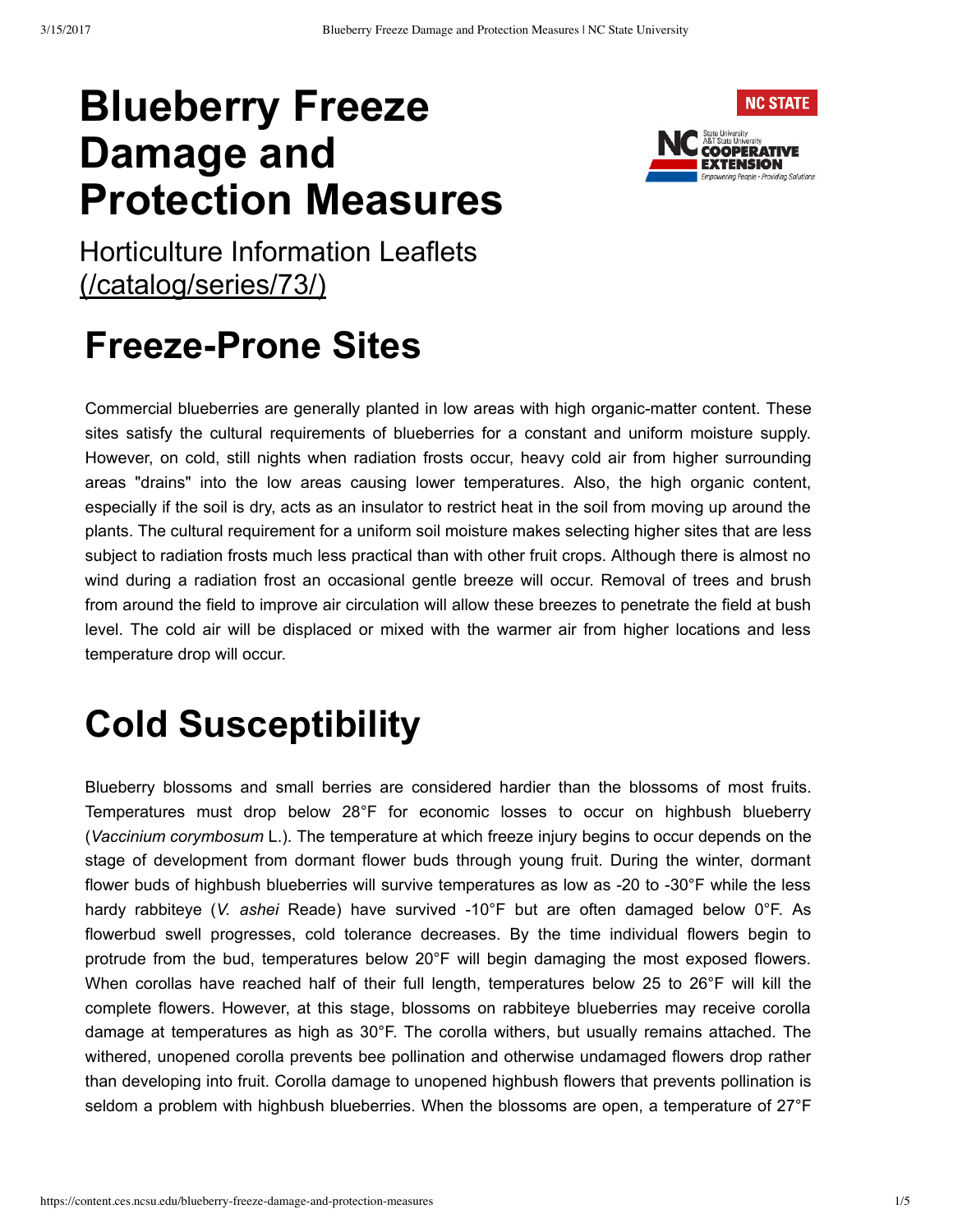# Blueberry Freeze Damage and Protection Measures

Horticulture Information Leaflets (/catalog/series/73/)

## Freeze-Prone Sites

Commercial blueberries are generally planted in low areas with high organic-matter content. These sites satisfy the cultural requirements of blueberries for a constant and uniform moisture supply. However, on cold, still nights when radiation frosts occur, heavy cold air from higher surrounding areas "drains" into the low areas causing lower temperatures. Also, the high organic content, especially if the soil is dry, acts as an insulator to restrict heat in the soil from moving up around the plants. The cultural requirement for a uniform soil moisture makes selecting higher sites that are less subject to radiation frosts much less practical than with other fruit crops. Although there is almost no wind during a radiation frost an occasional gentle breeze will occur. Removal of trees and brush from around the field to improve air circulation will allow these breezes to penetrate the field at bush level. The cold air will be displaced or mixed with the warmer air from higher locations and less temperature drop will occur.

## Cold Susceptibility

Blueberry blossoms and small berries are considered hardier than the blossoms of most fruits. Temperatures must drop below 28°F for economic losses to occur on highbush blueberry (*Vaccinium corymbosum* L.). The temperature at which freeze injury begins to occur depends on the stage of development from dormant flower buds through young fruit. During the winter, dormant flower buds of highbush blueberries will survive temperatures as low as -20 to -30°F while the less hardy rabbiteye (*V. ashei* Reade) have survived -10°F but are often damaged below 0°F. As flowerbud swell progresses, cold tolerance decreases. By the time individual flowers begin to protrude from the bud, temperatures below 20°F will begin damaging the most exposed flowers. When corollas have reached half of their full length, temperatures below 25 to 26°F will kill the complete flowers. However, at this stage, blossoms on rabbiteye blueberries may receive corolla damage at temperatures as high as 30°F. The corolla withers, but usually remains attached. The withered, unopened corolla prevents bee pollination and otherwise undamaged flowers drop rather than developing into fruit. Corolla damage to unopened highbush flowers that prevents pollination is seldom a problem with highbush blueberries. When the blossoms are open, a temperature of 27°F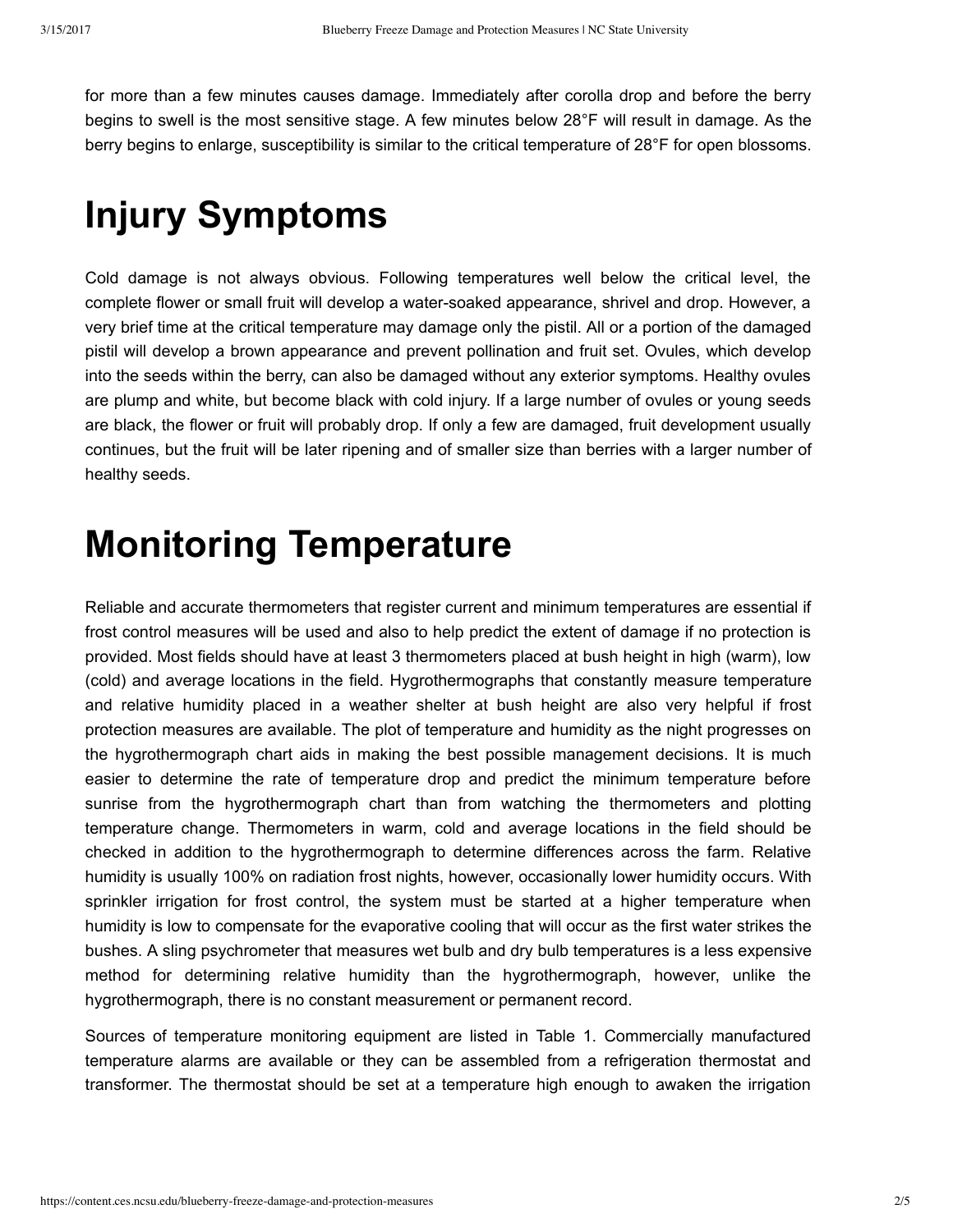for more than a few minutes causes damage. Immediately after corolla drop and before the berry begins to swell is the most sensitive stage. A few minutes below 28°F will result in damage. As the berry begins to enlarge, susceptibility is similar to the critical temperature of 28°F for open blossoms.

# Injury Symptoms

Cold damage is not always obvious. Following temperatures well below the critical level, the complete flower or small fruit will develop a water-soaked appearance, shrivel and drop. However, a very brief time at the critical temperature may damage only the pistil. All or a portion of the damaged pistil will develop a brown appearance and prevent pollination and fruit set. Ovules, which develop into the seeds within the berry, can also be damaged without any exterior symptoms. Healthy ovules are plump and white, but become black with cold injury. If a large number of ovules or young seeds are black, the flower or fruit will probably drop. If only a few are damaged, fruit development usually continues, but the fruit will be later ripening and of smaller size than berries with a larger number of healthy seeds.

# Monitoring Temperature

Reliable and accurate thermometers that register current and minimum temperatures are essential if frost control measures will be used and also to help predict the extent of damage if no protection is provided. Most fields should have at least 3 thermometers placed at bush height in high (warm), low (cold) and average locations in the field. Hygrothermographs that constantly measure temperature and relative humidity placed in a weather shelter at bush height are also very helpful if frost protection measures are available. The plot of temperature and humidity as the night progresses on the hygrothermograph chart aids in making the best possible management decisions. It is much easier to determine the rate of temperature drop and predict the minimum temperature before sunrise from the hygrothermograph chart than from watching the thermometers and plotting temperature change. Thermometers in warm, cold and average locations in the field should be checked in addition to the hygrothermograph to determine differences across the farm. Relative humidity is usually 100% on radiation frost nights, however, occasionally lower humidity occurs. With sprinkler irrigation for frost control, the system must be started at a higher temperature when humidity is low to compensate for the evaporative cooling that will occur as the first water strikes the bushes. A sling psychrometer that measures wet bulb and dry bulb temperatures is a less expensive method for determining relative humidity than the hygrothermograph, however, unlike the hygrothermograph, there is no constant measurement or permanent record.

Sources of temperature monitoring equipment are listed in Table 1. Commercially manufactured temperature alarms are available or they can be assembled from a refrigeration thermostat and transformer. The thermostat should be set at a temperature high enough to awaken the irrigation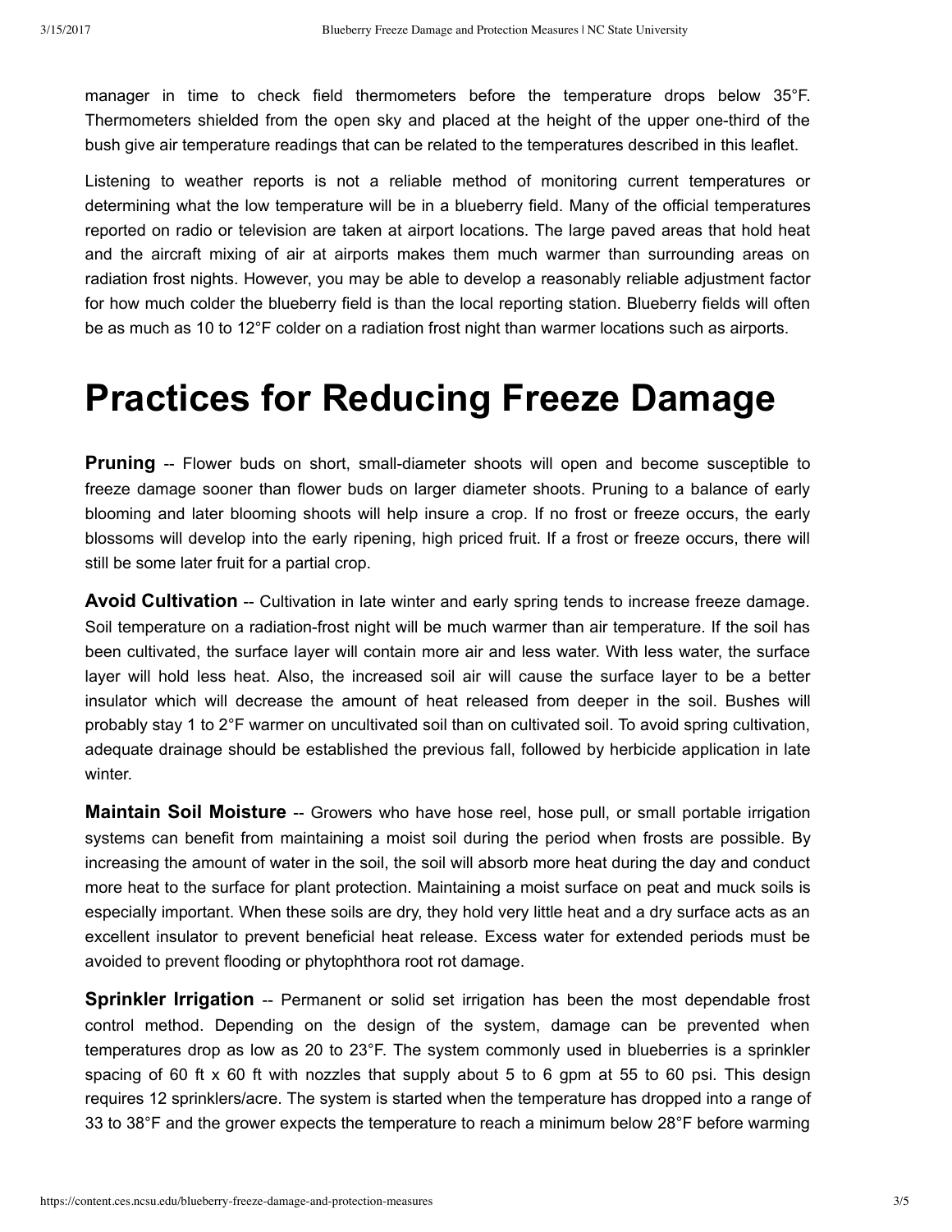manager in time to check field thermometers before the temperature drops below 35°F. Thermometers shielded from the open sky and placed at the height of the upper one-third of the bush give air temperature readings that can be related to the temperatures described in this leaflet.

Listening to weather reports is not a reliable method of monitoring current temperatures or determining what the low temperature will be in a blueberry field. Many of the official temperatures reported on radio or television are taken at airport locations. The large paved areas that hold heat and the aircraft mixing of air at airports makes them much warmer than surrounding areas on radiation frost nights. However, you may be able to develop a reasonably reliable adjustment factor for how much colder the blueberry field is than the local reporting station. Blueberry fields will often be as much as 10 to 12°F colder on a radiation frost night than warmer locations such as airports.

# Practices for Reducing Freeze Damage

**Pruning** -- Flower buds on short, small-diameter shoots will open and become susceptible to freeze damage sooner than flower buds on larger diameter shoots. Pruning to a balance of early blooming and later blooming shoots will help insure a crop. If no frost or freeze occurs, the early blossoms will develop into the early ripening, high priced fruit. If a frost or freeze occurs, there will still be some later fruit for a partial crop.

**Avoid Cultivation** -- Cultivation in late winter and early spring tends to increase freeze damage. Soil temperature on a radiation-frost night will be much warmer than air temperature. If the soil has been cultivated, the surface layer will contain more air and less water. With less water, the surface layer will hold less heat. Also, the increased soil air will cause the surface layer to be a better insulator which will decrease the amount of heat released from deeper in the soil. Bushes will probably stay 1 to 2°F warmer on uncultivated soil than on cultivated soil. To avoid spring cultivation, adequate drainage should be established the previous fall, followed by herbicide application in late winter.

**Maintain Soil Moisture** -- Growers who have hose reel, hose pull, or small portable irrigation systems can benefit from maintaining a moist soil during the period when frosts are possible. By increasing the amount of water in the soil, the soil will absorb more heat during the day and conduct more heat to the surface for plant protection. Maintaining a moist surface on peat and muck soils is especially important. When these soils are dry, they hold very little heat and a dry surface acts as an excellent insulator to prevent beneficial heat release. Excess water for extended periods must be avoided to prevent flooding or phytophthora root rot damage.

**Sprinkler Irrigation** -- Permanent or solid set irrigation has been the most dependable frost control method. Depending on the design of the system, damage can be prevented when temperatures drop as low as 20 to 23°F. The system commonly used in blueberries is a sprinkler spacing of 60 ft x 60 ft with nozzles that supply about 5 to 6 gpm at 55 to 60 psi. This design requires 12 sprinklers/acre. The system is started when the temperature has dropped into a range of 33 to 38°F and the grower expects the temperature to reach a minimum below 28°F before warming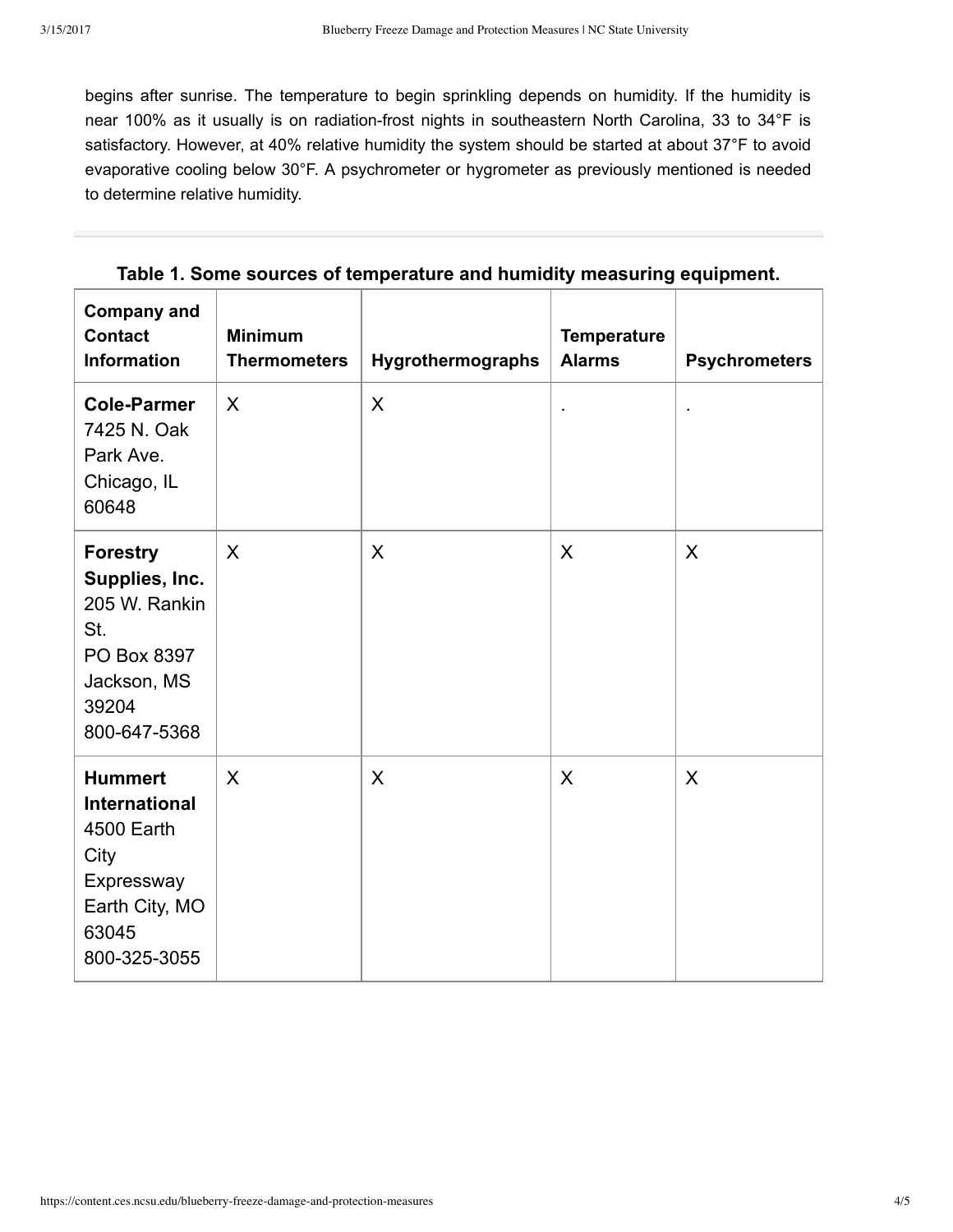begins after sunrise. The temperature to begin sprinkling depends on humidity. If the humidity is near 100% as it usually is on radiation-frost nights in southeastern North Carolina, 33 to 34°F is satisfactory. However, at 40% relative humidity the system should be started at about 37°F to avoid evaporative cooling below 30°F. A psychrometer or hygrometer as previously mentioned is needed to determine relative humidity.

**Table 1. Some sources of temperature and humidity measuring equipment.**

| Company and Contact Information | Minimum Thermometers | Hygrothermographs | Temperature Alarms | Psychrometers |
|---|---|---|---|---|
| **Cole-Parmer** 7425 N. Oak Park Ave. Chicago, IL 60648 | X | X | . | . |
| **Forestry Supplies, Inc.** 205 W. Rankin St. PO Box 8397 Jackson, MS 39204 800-647-5368 | X | X | X | X |
| **Hummert International** 4500 Earth City Expressway Earth City, MO 63045 800-325-3055 | X | X | X | X |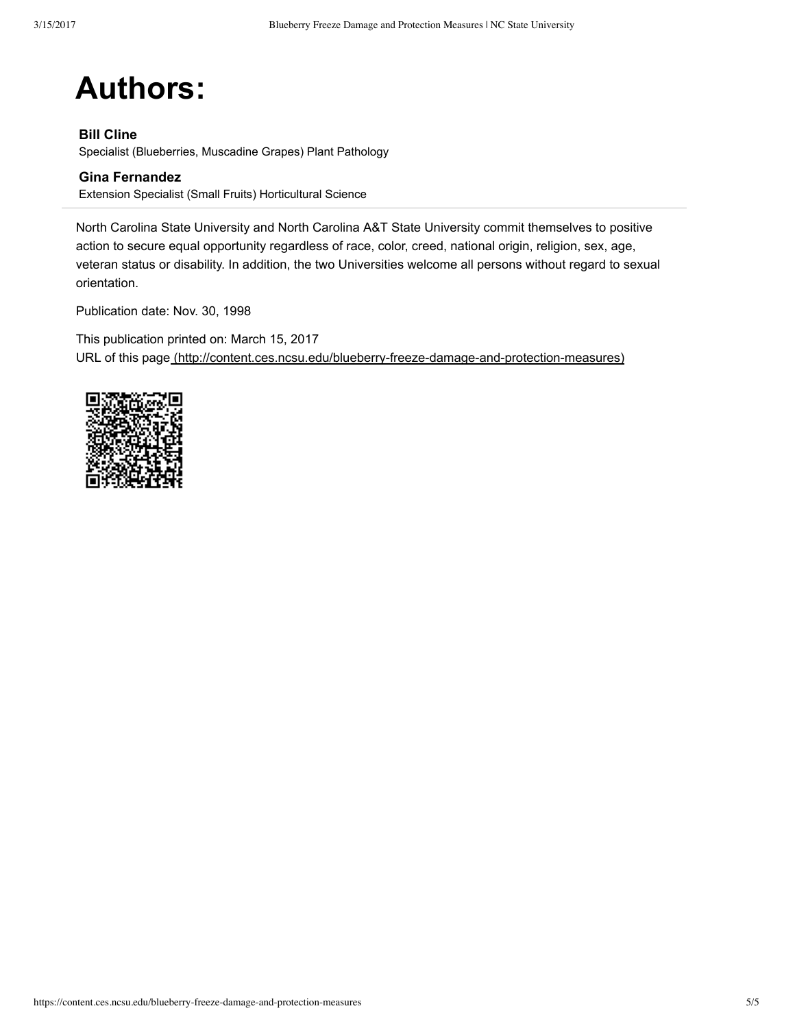# Authors:

**Bill Cline**
Specialist (Blueberries, Muscadine Grapes) Plant Pathology

**Gina Fernandez**
Extension Specialist (Small Fruits) Horticultural Science

North Carolina State University and North Carolina A&T State University commit themselves to positive action to secure equal opportunity regardless of race, color, creed, national origin, religion, sex, age, veteran status or disability. In addition, the two Universities welcome all persons without regard to sexual orientation.

Publication date: Nov. 30, 1998

This publication printed on: March 15, 2017
URL of this page (http://content.ces.ncsu.edu/blueberry-freeze-damage-and-protection-measures)